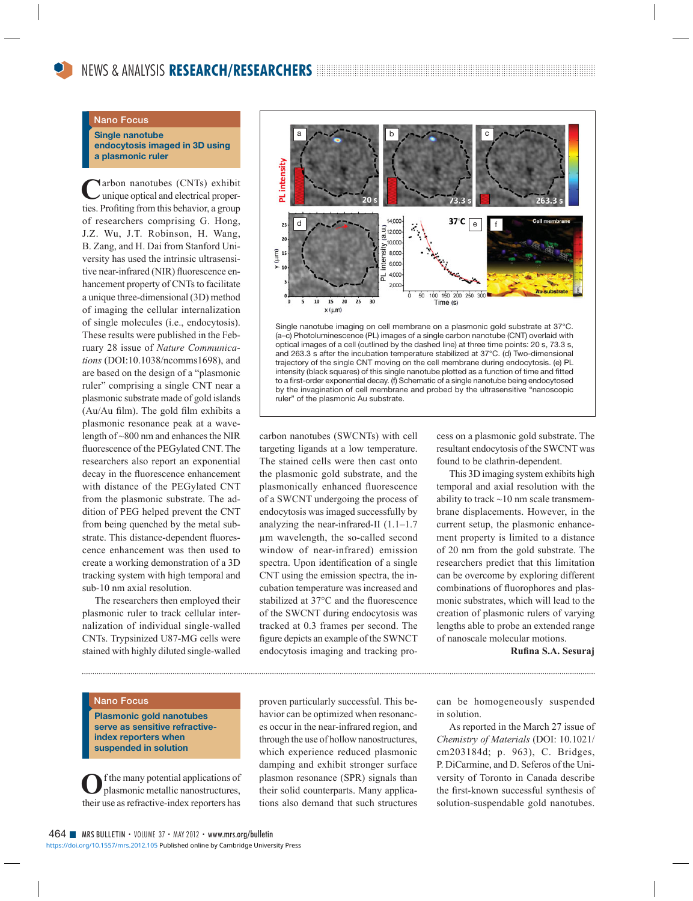## Nano Focus

### Single nanotube endocytosis imaged in 3D using a plasmonic ruler

Carbon nanotubes (CNTs) exhibit unique optical and electrical properties. Profiting from this behavior, a group of researchers comprising G. Hong, J.Z. Wu, J.T. Robinson, H. Wang, B. Zang, and H. Dai from Stanford University has used the intrinsic ultrasensitive near-infrared (NIR) fluorescence enhancement property of CNTs to facilitate a unique three-dimensional (3D) method of imaging the cellular internalization of single molecules (i.e., endocytosis). These results were published in the February 28 issue of *Nature Communications* (DOI:10.1038/ncomms1698), and are based on the design of a "plasmonic ruler" comprising a single CNT near a plasmonic substrate made of gold islands (Au/Au film). The gold film exhibits a plasmonic resonance peak at a wavelength of ~800 nm and enhances the NIR fluorescence of the PEGylated CNT. The researchers also report an exponential decay in the fluorescence enhancement with distance of the PEGylated CNT from the plasmonic substrate. The addition of PEG helped prevent the CNT from being quenched by the metal substrate. This distance-dependent fluorescence enhancement was then used to create a working demonstration of a 3D tracking system with high temporal and sub-10 nm axial resolution.

The researchers then employed their plasmonic ruler to track cellular internalization of individual single-walled CNTs. Trypsinized U87-MG cells were stained with highly diluted single-walled carbon nanotubes (SWCNTs) with cell targeting ligands at a low temperature. The stained cells were then cast onto the plasmonic gold substrate, and the plasmonically enhanced fluorescence of a SWCNT undergoing the process of endocytosis was imaged successfully by analyzing the near-infrared-II (1.1–1.7 µm wavelength, the so-called second window of near-infrared) emission spectra. Upon identification of a single CNT using the emission spectra, the incubation temperature was increased and stabilized at 37°C and the fluorescence of the SWCNT during endocytosis was tracked at 0.3 frames per second. The figure depicts an example of the SWNCT endocytosis imaging and tracking process on a plasmonic gold substrate. The resultant endocytosis of the SWCNT was found to be clathrin-dependent.

Single nanotube imaging on cell membrane on a plasmonic gold substrate at 37°C. (a–c) Photoluminescence (PL) images of a single carbon nanotube (CNT) overlaid with optical images of a cell (outlined by the dashed line) at three time points: 20 s, 73.3 s, and 263.3 s after the incubation temperature stabilized at 37°C. (d) Two-dimensional trajectory of the single CNT moving on the cell membrane during endocytosis. (e) PL intensity (black squares) of this single nanotube plotted as a function of time and fitted to a first-order exponential decay. (f) Schematic of a single nanotube being endocytosed by the invagination of cell membrane and probed by the ultrasensitive "nanoscopic ruler" of the plasmonic Au substrate.

This 3D imaging system exhibits high temporal and axial resolution with the ability to track ~10 nm scale transmembrane displacements. However, in the current setup, the plasmonic enhancement property is limited to a distance of 20 nm from the gold substrate. The researchers predict that this limitation can be overcome by exploring different combinations of fluorophores and plasmonic substrates, which will lead to the creation of plasmonic rulers of varying lengths able to probe an extended range of nanoscale molecular motions.

**Rufina S.A. Sesuraj**

## Nano Focus

### Plasmonic gold nanotubes serve as sensitive refractive-index reporters when suspended in solution

Of the many potential applications of plasmonic metallic nanostructures, their use as refractive-index reporters has proven particularly successful. This behavior can be optimized when resonances occur in the near-infrared region, and through the use of hollow nanostructures, which experience reduced plasmonic damping and exhibit stronger surface plasmon resonance (SPR) signals than their solid counterparts. Many applications also demand that such structures can be homogeneously suspended in solution.

As reported in the March 27 issue of *Chemistry of Materials* (DOI: 10.1021/cm203184d; p. 963), C. Bridges, P. DiCarmine, and D. Seferos of the University of Toronto in Canada describe the first-known successful synthesis of solution-suspendable gold nanotubes.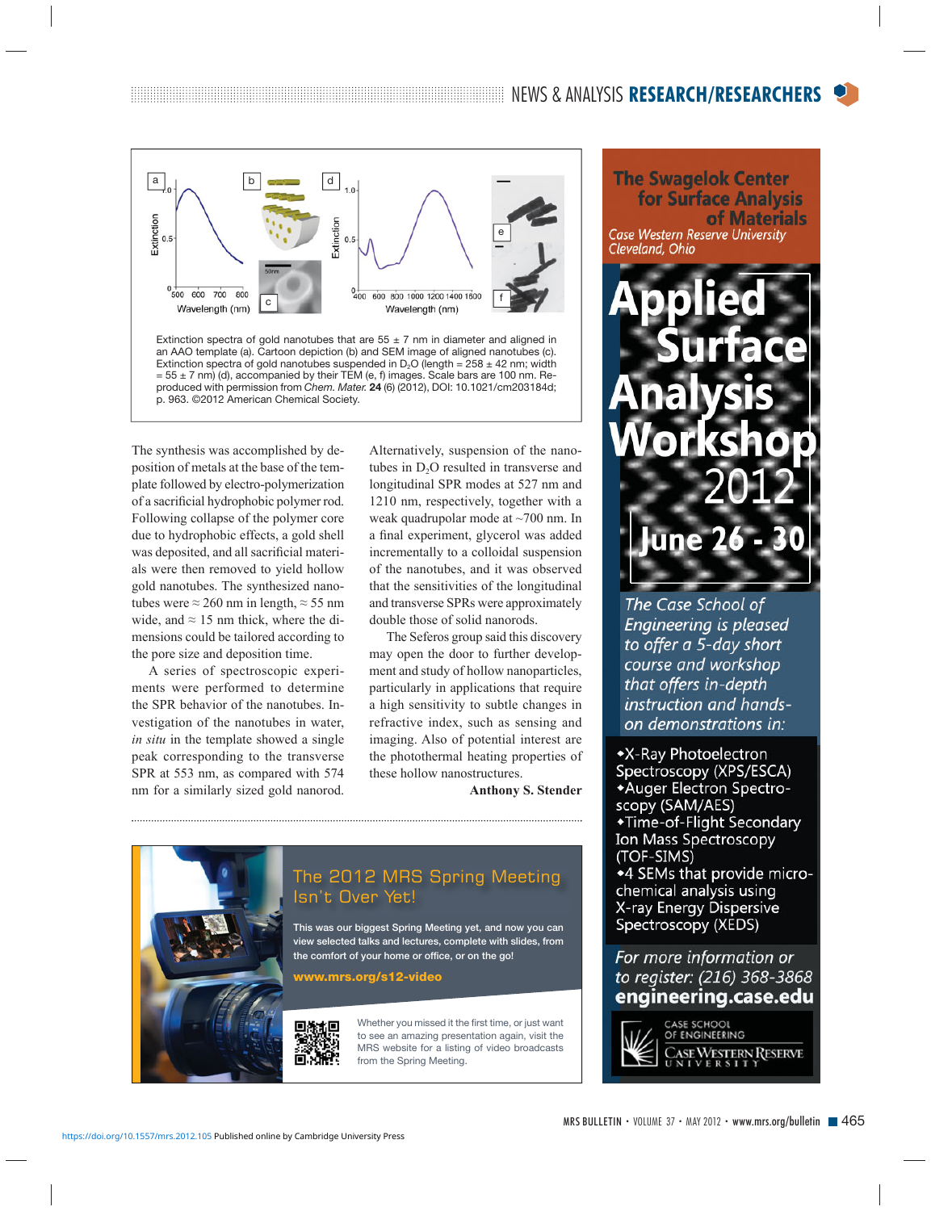a

Extinction

1.0

0.5

0

500 600 700 800

Wavelength (nm)

b

c

50nm

d

Extinction

1.0

0.5

0

400 600 800 1000 1200 1400 1600

Wavelength (nm)

e

f

Extinction spectra of gold nanotubes that are 55 ± 7 nm in diameter and aligned in an AAO template (a). Cartoon depiction (b) and SEM image of aligned nanotubes (c). Extinction spectra of gold nanotubes suspended in $D_2O$ (length = 258 ± 42 nm; width = 55 ± 7 nm) (d), accompanied by their TEM (e, f) images. Scale bars are 100 nm. Reproduced with permission from *Chem. Mater.* **24** (6) (2012), DOI: 10.1021/cm203184d; p. 963. ©2012 American Chemical Society.

The synthesis was accomplished by deposition of metals at the base of the template followed by electro-polymerization of a sacrificial hydrophobic polymer rod. Following collapse of the polymer core due to hydrophobic effects, a gold shell was deposited, and all sacrificial materials were then removed to yield hollow gold nanotubes. The synthesized nanotubes were ≈ 260 nm in length, ≈ 55 nm wide, and ≈ 15 nm thick, where the dimensions could be tailored according to the pore size and deposition time.

A series of spectroscopic experiments were performed to determine the SPR behavior of the nanotubes. Investigation of the nanotubes in water, *in situ* in the template showed a single peak corresponding to the transverse SPR at 553 nm, as compared with 574 nm for a similarly sized gold nanorod. Alternatively, suspension of the nanotubes in $D_2O$ resulted in transverse and longitudinal SPR modes at 527 nm and 1210 nm, respectively, together with a weak quadrupolar mode at ~700 nm. In a final experiment, glycerol was added incrementally to a colloidal suspension of the nanotubes, and it was observed that the sensitivities of the longitudinal and transverse SPRs were approximately double those of solid nanorods.

The Seferos group said this discovery may open the door to further development and study of hollow nanoparticles, particularly in applications that require a high sensitivity to subtle changes in refractive index, such as sensing and imaging. Also of potential interest are the photothermal heating properties of these hollow nanostructures.

**Anthony S. Stender**

---

## The 2012 MRS Spring Meeting Isn't Over Yet!

This was our biggest Spring Meeting yet, and now you can view selected talks and lectures, complete with slides, from the comfort of your home or office, or on the go!

**www.mrs.org/s12-video**

Whether you missed it the first time, or just want to see an amazing presentation again, visit the MRS website for a listing of video broadcasts from the Spring Meeting.

---

## The Swagelok Center for Surface Analysis of Materials

*Case Western Reserve University Cleveland, Ohio*

# Applied Surface Analysis Workshop 2012

## June 26 - 30

*The Case School of Engineering is pleased to offer a 5-day short course and workshop that offers in-depth instruction and hands-on demonstrations in:*

- X-Ray Photoelectron Spectroscopy (XPS/ESCA)
- Auger Electron Spectroscopy (SAM/AES)
- Time-of-Flight Secondary Ion Mass Spectroscopy (TOF-SIMS)
- 4 SEMs that provide microchemical analysis using X-ray Energy Dispersive Spectroscopy (XEDS)

*For more information or to register: (216) 368-3868*
**engineering.case.edu**

CASE SCHOOL OF ENGINEERING
CASE WESTERN RESERVE UNIVERSITY